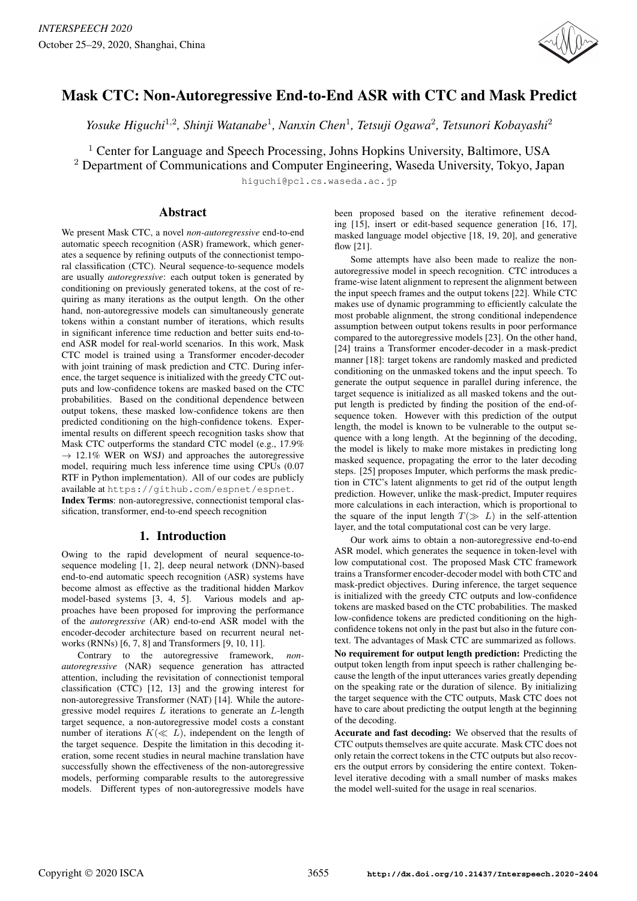# Mask CTC: Non-Autoregressive End-to-End ASR with CTC and Mask Predict

*Yosuke Higuchi*[1,2]*, Shinji Watanabe*[1]*, Nanxin Chen*[1]*, Tetsuji Ogawa*[2]*, Tetsunori Kobayashi*[2]

[1] Center for Language and Speech Processing, Johns Hopkins University, Baltimore, USA
[2] Department of Communications and Computer Engineering, Waseda University, Tokyo, Japan

higuchi@pcl.cs.waseda.ac.jp

## Abstract

We present Mask CTC, a novel *non-autoregressive* end-to-end automatic speech recognition (ASR) framework, which generates a sequence by refining outputs of the connectionist temporal classification (CTC). Neural sequence-to-sequence models are usually *autoregressive*: each output token is generated by conditioning on previously generated tokens, at the cost of requiring as many iterations as the output length. On the other hand, non-autoregressive models can simultaneously generate tokens within a constant number of iterations, which results in significant inference time reduction and better suits end-to-end ASR model for real-world scenarios. In this work, Mask CTC model is trained using a Transformer encoder-decoder with joint training of mask prediction and CTC. During inference, the target sequence is initialized with the greedy CTC outputs and low-confidence tokens are masked based on the CTC probabilities. Based on the conditional dependence between output tokens, these masked low-confidence tokens are then predicted conditioning on the high-confidence tokens. Experimental results on different speech recognition tasks show that Mask CTC outperforms the standard CTC model (e.g., 17.9% $\rightarrow$ 12.1% WER on WSJ) and approaches the autoregressive model, requiring much less inference time using CPUs (0.07 RTF in Python implementation). All of our codes are publicly available at https://github.com/espnet/espnet.

**Index Terms**: non-autoregressive, connectionist temporal classification, transformer, end-to-end speech recognition

## 1. Introduction

Owing to the rapid development of neural sequence-to-sequence modeling [1, 2], deep neural network (DNN)-based end-to-end automatic speech recognition (ASR) systems have become almost as effective as the traditional hidden Markov model-based systems [3, 4, 5]. Various models and approaches have been proposed for improving the performance of the *autoregressive* (AR) end-to-end ASR model with the encoder-decoder architecture based on recurrent neural networks (RNNs) [6, 7, 8] and Transformers [9, 10, 11].

Contrary to the autoregressive framework, *non-autoregressive* (NAR) sequence generation has attracted attention, including the revisitation of connectionist temporal classification (CTC) [12, 13] and the growing interest for non-autoregressive Transformer (NAT) [14]. While the autoregressive model requires $L$ iterations to generate an $L$-length target sequence, a non-autoregressive model costs a constant number of iterations $K(\ll L)$, independent on the length of the target sequence. Despite the limitation in this decoding iteration, some recent studies in neural machine translation have successfully shown the effectiveness of the non-autoregressive models, performing comparable results to the autoregressive models. Different types of non-autoregressive models have been proposed based on the iterative refinement decoding [15], insert or edit-based sequence generation [16, 17], masked language model objective [18, 19, 20], and generative flow [21].

Some attempts have also been made to realize the non-autoregressive model in speech recognition. CTC introduces a frame-wise latent alignment to represent the alignment between the input speech frames and the output tokens [22]. While CTC makes use of dynamic programming to efficiently calculate the most probable alignment, the strong conditional independence assumption between output tokens results in poor performance compared to the autoregressive models [23]. On the other hand, [24] trains a Transformer encoder-decoder in a mask-predict manner [18]: target tokens are randomly masked and predicted conditioning on the unmasked tokens and the input speech. To generate the output sequence in parallel during inference, the target sequence is initialized as all masked tokens and the output length is predicted by finding the position of the end-of-sequence token. However with this prediction of the output length, the model is known to be vulnerable to the output sequence with a long length. At the beginning of the decoding, the model is likely to make more mistakes in predicting long masked sequence, propagating the error to the later decoding steps. [25] proposes Imputer, which performs the mask prediction in CTC's latent alignments to get rid of the output length prediction. However, unlike the mask-predict, Imputer requires more calculations in each interaction, which is proportional to the square of the input length $T(\gg L)$ in the self-attention layer, and the total computational cost can be very large.

Our work aims to obtain a non-autoregressive end-to-end ASR model, which generates the sequence in token-level with low computational cost. The proposed Mask CTC framework trains a Transformer encoder-decoder model with both CTC and mask-predict objectives. During inference, the target sequence is initialized with the greedy CTC outputs and low-confidence tokens are masked based on the CTC probabilities. The masked low-confidence tokens are predicted conditioning on the high-confidence tokens not only in the past but also in the future context. The advantages of Mask CTC are summarized as follows.

**No requirement for output length prediction:** Predicting the output token length from input speech is rather challenging because the length of the input utterances varies greatly depending on the speaking rate or the duration of silence. By initializing the target sequence with the CTC outputs, Mask CTC does not have to care about predicting the output length at the beginning of the decoding.

**Accurate and fast decoding:** We observed that the results of CTC outputs themselves are quite accurate. Mask CTC does not only retain the correct tokens in the CTC outputs but also recovers the output errors by considering the entire context. Token-level iterative decoding with a small number of masks makes the model well-suited for the usage in real scenarios.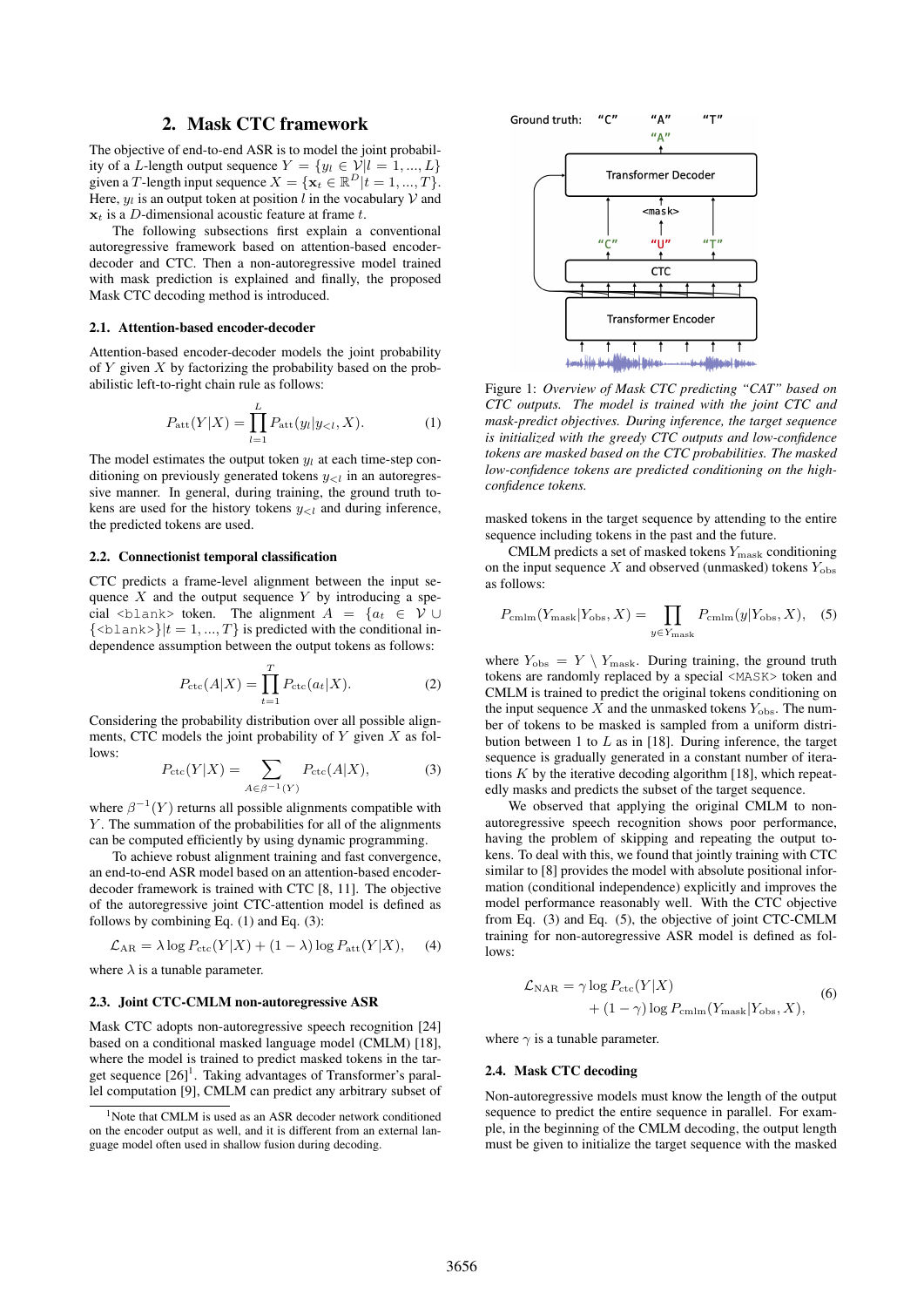## 2. Mask CTC framework

The objective of end-to-end ASR is to model the joint probability of a $L$-length output sequence $Y = \{y_l \in \mathcal{V} | l = 1, ..., L\}$ given a $T$-length input sequence $X = \{\mathbf{x}_t \in \mathbb{R}^D | t = 1, ..., T\}$. Here, $y_l$ is an output token at position $l$ in the vocabulary $\mathcal{V}$ and $\mathbf{x}_t$ is a $D$-dimensional acoustic feature at frame $t$.

The following subsections first explain a conventional autoregressive framework based on attention-based encoder-decoder and CTC. Then a non-autoregressive model trained with mask prediction is explained and finally, the proposed Mask CTC decoding method is introduced.

### 2.1. Attention-based encoder-decoder

Attention-based encoder-decoder models the joint probability of $Y$ given $X$ by factorizing the probability based on the probabilistic left-to-right chain rule as follows:

$$P_{\mathrm{att}}(Y|X) = \prod_{l=1}^{L} P_{\mathrm{att}}(y_l | y_{<l}, X). \tag{1}$$

The model estimates the output token $y_l$ at each time-step conditioning on previously generated tokens $y_{<l}$ in an autoregressive manner. In general, during training, the ground truth tokens are used for the history tokens $y_{<l}$ and during inference, the predicted tokens are used.

### 2.2. Connectionist temporal classification

CTC predicts a frame-level alignment between the input sequence $X$ and the output sequence $Y$ by introducing a special `<blank>` token. The alignment $A = \{a_t \in \mathcal{V} \cup \{\texttt{<blank>}\} | t = 1, ..., T\}$ is predicted with the conditional independence assumption between the output tokens as follows:

$$P_{\mathrm{ctc}}(A|X) = \prod_{t=1}^{T} P_{\mathrm{ctc}}(a_t|X). \tag{2}$$

Considering the probability distribution over all possible alignments, CTC models the joint probability of $Y$ given $X$ as follows:

$$P_{\mathrm{ctc}}(Y|X) = \sum_{A \in \beta^{-1}(Y)} P_{\mathrm{ctc}}(A|X), \tag{3}$$

where $\beta^{-1}(Y)$ returns all possible alignments compatible with $Y$. The summation of the probabilities for all of the alignments can be computed efficiently by using dynamic programming.

To achieve robust alignment training and fast convergence, an end-to-end ASR model based on an attention-based encoder-decoder framework is trained with CTC [8, 11]. The objective of the autoregressive joint CTC-attention model is defined as follows by combining Eq. (1) and Eq. (3):

$$\mathcal{L}_{\mathrm{AR}} = \lambda \log P_{\mathrm{ctc}}(Y|X) + (1 - \lambda) \log P_{\mathrm{att}}(Y|X), \tag{4}$$

where $\lambda$ is a tunable parameter.

### 2.3. Joint CTC-CMLM non-autoregressive ASR

Mask CTC adopts non-autoregressive speech recognition [24] based on a conditional masked language model (CMLM) [18], where the model is trained to predict masked tokens in the target sequence [26][1]. Taking advantages of Transformer's parallel computation [9], CMLM can predict any arbitrary subset of masked tokens in the target sequence by attending to the entire sequence including tokens in the past and the future.

[1]Note that CMLM is used as an ASR decoder network conditioned on the encoder output as well, and it is different from an external language model often used in shallow fusion during decoding.

Figure 1: *Overview of Mask CTC predicting "CAT" based on CTC outputs. The model is trained with the joint CTC and mask-predict objectives. During inference, the target sequence is initialized with the greedy CTC outputs and low-confidence tokens are masked based on the CTC probabilities. The masked low-confidence tokens are predicted conditioning on the high-confidence tokens.*

CMLM predicts a set of masked tokens $Y_{\mathrm{mask}}$ conditioning on the input sequence $X$ and observed (unmasked) tokens $Y_{\mathrm{obs}}$ as follows:

$$P_{\mathrm{cmlm}}(Y_{\mathrm{mask}}|Y_{\mathrm{obs}}, X) = \prod_{y \in Y_{\mathrm{mask}}} P_{\mathrm{cmlm}}(y|Y_{\mathrm{obs}}, X), \tag{5}$$

where $Y_{\mathrm{obs}} = Y \setminus Y_{\mathrm{mask}}$. During training, the ground truth tokens are randomly replaced by a special `<MASK>` token and CMLM is trained to predict the original tokens conditioning on the input sequence $X$ and the unmasked tokens $Y_{\mathrm{obs}}$. The number of tokens to be masked is sampled from a uniform distribution between 1 to $L$ as in [18]. During inference, the target sequence is gradually generated in a constant number of iterations $K$ by the iterative decoding algorithm [18], which repeatedly masks and predicts the subset of the target sequence.

We observed that applying the original CMLM to non-autoregressive speech recognition shows poor performance, having the problem of skipping and repeating the output tokens. To deal with this, we found that jointly training with CTC similar to [8] provides the model with absolute positional information (conditional independence) explicitly and improves the model performance reasonably well. With the CTC objective from Eq. (3) and Eq. (5), the objective of joint CTC-CMLM training for non-autoregressive ASR model is defined as follows:

$$\mathcal{L}_{\mathrm{NAR}} = \gamma \log P_{\mathrm{ctc}}(Y|X) + (1 - \gamma) \log P_{\mathrm{cmlm}}(Y_{\mathrm{mask}}|Y_{\mathrm{obs}}, X), \tag{6}$$

where $\gamma$ is a tunable parameter.

### 2.4. Mask CTC decoding

Non-autoregressive models must know the length of the output sequence to predict the entire sequence in parallel. For example, in the beginning of the CMLM decoding, the output length must be given to initialize the target sequence with the masked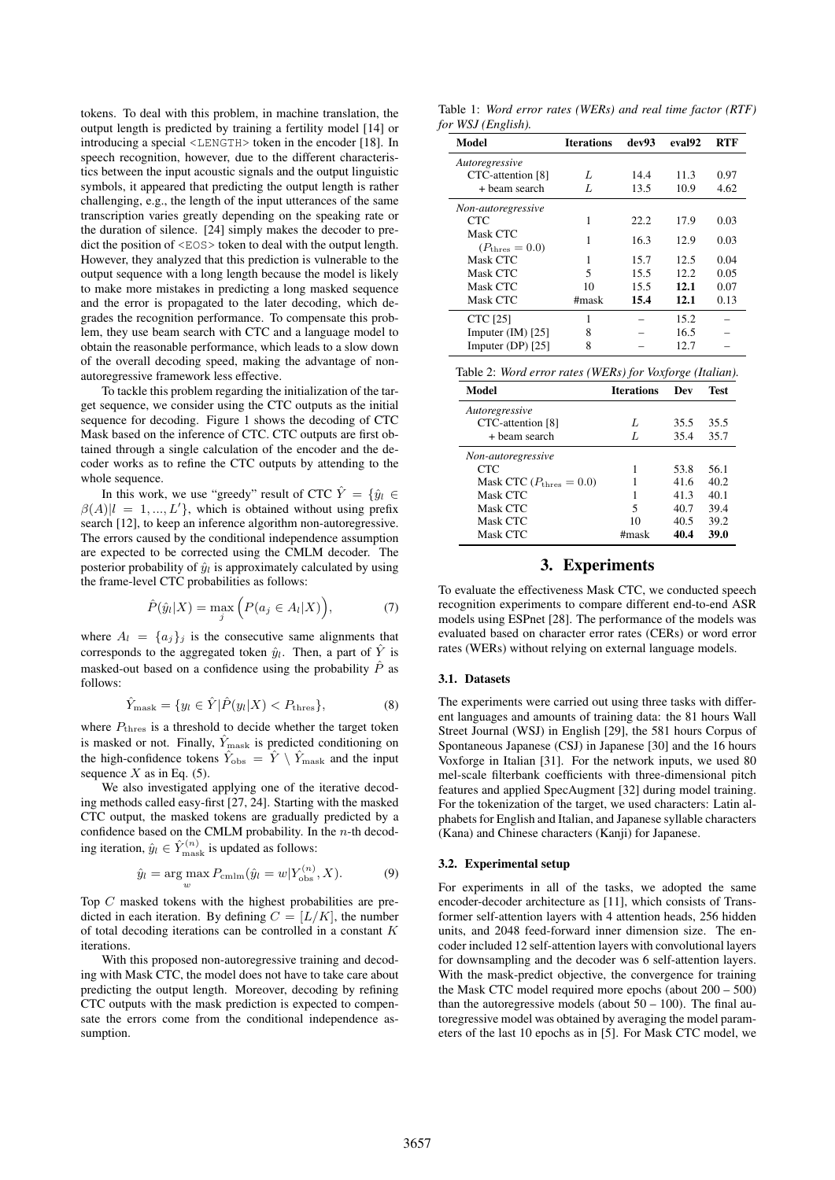tokens. To deal with this problem, in machine translation, the output length is predicted by training a fertility model [14] or introducing a special <LENGTH> token in the encoder [18]. In speech recognition, however, due to the different characteristics between the input acoustic signals and the output linguistic symbols, it appeared that predicting the output length is rather challenging, e.g., the length of the input utterances of the same transcription varies greatly depending on the speaking rate or the duration of silence. [24] simply makes the decoder to predict the position of <EOS> token to deal with the output length. However, they analyzed that this prediction is vulnerable to the output sequence with a long length because the model is likely to make more mistakes in predicting a long masked sequence and the error is propagated to the later decoding, which degrades the recognition performance. To compensate this problem, they use beam search with CTC and a language model to obtain the reasonable performance, which leads to a slow down of the overall decoding speed, making the advantage of non-autoregressive framework less effective.

To tackle this problem regarding the initialization of the target sequence, we consider using the CTC outputs as the initial sequence for decoding. Figure 1 shows the decoding of CTC Mask based on the inference of CTC. CTC outputs are first obtained through a single calculation of the encoder and the decoder works as to refine the CTC outputs by attending to the whole sequence.

In this work, we use "greedy" result of CTC $\hat{Y} = \{\hat{y}_l \in \beta(A) | l = 1, ..., L'\}$, which is obtained without using prefix search [12], to keep an inference algorithm non-autoregressive. The errors caused by the conditional independence assumption are expected to be corrected using the CMLM decoder. The posterior probability of $\hat{y}_l$ is approximately calculated by using the frame-level CTC probabilities as follows:

$$\hat{P}(\hat{y}_l|X) = \max_j \Big( P(a_j \in A_l|X) \Big), \tag{7}$$

where $A_l = \{a_j\}_j$ is the consecutive same alignments that corresponds to the aggregated token $\hat{y}_l$. Then, a part of $\hat{Y}$ is masked-out based on a confidence using the probability $\hat{P}$ as follows:

$$\hat{Y}_{\mathrm{mask}} = \{y_l \in \hat{Y} | \hat{P}(y_l|X) < P_{\mathrm{thres}}\}, \tag{8}$$

where $P_{\mathrm{thres}}$ is a threshold to decide whether the target token is masked or not. Finally, $\hat{Y}_{\mathrm{mask}}$ is predicted conditioning on the high-confidence tokens $\hat{Y}_{\mathrm{obs}} = \hat{Y} \setminus \hat{Y}_{\mathrm{mask}}$ and the input sequence $X$ as in Eq. (5).

We also investigated applying one of the iterative decoding methods called easy-first [27, 24]. Starting with the masked CTC output, the masked tokens are gradually predicted by a confidence based on the CMLM probability. In the $n$-th decoding iteration, $\hat{y}_l \in \hat{Y}^{(n)}_{\mathrm{mask}}$ is updated as follows:

$$\hat{y}_l = \arg\max_w P_{\mathrm{cmlm}}(\hat{y}_l = w | Y^{(n)}_{\mathrm{obs}}, X). \tag{9}$$

Top $C$ masked tokens with the highest probabilities are predicted in each iteration. By defining $C = [L/K]$, the number of total decoding iterations can be controlled in a constant $K$ iterations.

With this proposed non-autoregressive training and decoding with Mask CTC, the model does not have to take care about predicting the output length. Moreover, decoding by refining CTC outputs with the mask prediction is expected to compensate the errors come from the conditional independence assumption.

Table 1: *Word error rates (WERs) and real time factor (RTF) for WSJ (English).*

| Model | Iterations | dev93 | eval92 | RTF |
|---|---|---|---|---|
| *Autoregressive* | | | | |
| CTC-attention [8] | $L$ | 14.4 | 11.3 | 0.97 |
| + beam search | $L$ | 13.5 | 10.9 | 4.62 |
| *Non-autoregressive* | | | | |
| CTC | 1 | 22.2 | 17.9 | 0.03 |
| Mask CTC ($P_{\mathrm{thres}} = 0.0$) | 1 | 16.3 | 12.9 | 0.03 |
| Mask CTC | 1 | 15.7 | 12.5 | 0.04 |
| Mask CTC | 5 | 15.5 | 12.2 | 0.05 |
| Mask CTC | 10 | 15.5 | **12.1** | 0.07 |
| Mask CTC | #mask | **15.4** | **12.1** | 0.13 |
| CTC [25] | 1 | – | 15.2 | – |
| Imputer (IM) [25] | 8 | – | 16.5 | – |
| Imputer (DP) [25] | 8 | – | 12.7 | – |

Table 2: *Word error rates (WERs) for Voxforge (Italian).*

| Model | Iterations | Dev | Test |
|---|---|---|---|
| *Autoregressive* | | | |
| CTC-attention [8] | $L$ | 35.5 | 35.5 |
| + beam search | $L$ | 35.4 | 35.7 |
| *Non-autoregressive* | | | |
| CTC | 1 | 53.8 | 56.1 |
| Mask CTC ($P_{\mathrm{thres}} = 0.0$) | 1 | 41.6 | 40.2 |
| Mask CTC | 1 | 41.3 | 40.1 |
| Mask CTC | 5 | 40.7 | 39.4 |
| Mask CTC | 10 | 40.5 | 39.2 |
| Mask CTC | #mask | **40.4** | **39.0** |

# 3. Experiments

To evaluate the effectiveness Mask CTC, we conducted speech recognition experiments to compare different end-to-end ASR models using ESPnet [28]. The performance of the models was evaluated based on character error rates (CERs) or word error rates (WERs) without relying on external language models.

### 3.1. Datasets

The experiments were carried out using three tasks with different languages and amounts of training data: the 81 hours Wall Street Journal (WSJ) in English [29], the 581 hours Corpus of Spontaneous Japanese (CSJ) in Japanese [30] and the 16 hours Voxforge in Italian [31]. For the network inputs, we used 80 mel-scale filterbank coefficients with three-dimensional pitch features and applied SpecAugment [32] during model training. For the tokenization of the target, we used characters: Latin alphabets for English and Italian, and Japanese syllable characters (Kana) and Chinese characters (Kanji) for Japanese.

### 3.2. Experimental setup

For experiments in all of the tasks, we adopted the same encoder-decoder architecture as [11], which consists of Transformer self-attention layers with 4 attention heads, 256 hidden units, and 2048 feed-forward inner dimension size. The encoder included 12 self-attention layers with convolutional layers for downsampling and the decoder was 6 self-attention layers. With the mask-predict objective, the convergence for training the Mask CTC model required more epochs (about 200 – 500) than the autoregressive models (about 50 – 100). The final autoregressive model was obtained by averaging the model parameters of the last 10 epochs as in [5]. For Mask CTC model, we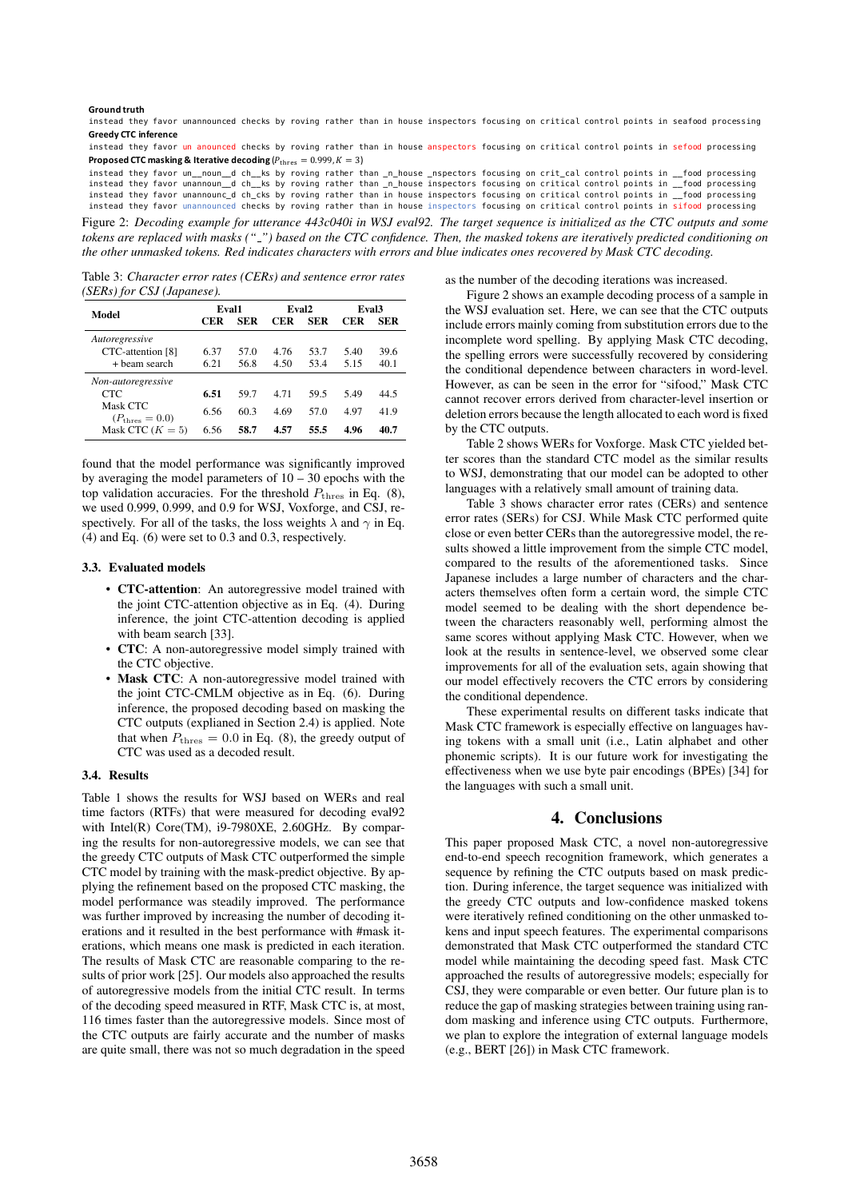**Ground truth**

```
instead they favor unannounced checks by roving rather than in house inspectors focusing on critical control points in seafood processing
```

**Greedy CTC inference**

```
instead they favor un anounced checks by roving rather than in house anspectors focusing on critical control points in sefood processing
```

**Proposed CTC masking & Iterative decoding** ($P_{\text{thres}} = 0.999, K = 3$)

```
instead they favor un__noun__d ch__ks by roving rather than _n_house _nspectors focusing on crit_cal control points in __food processing
instead they favor unannoun__d ch__ks by roving rather than _n_house inspectors focusing on critical control points in __food processing
instead they favor unannounc_d ch_cks by roving rather than in house inspectors focusing on critical control points in __food processing
instead they favor unannounced checks by roving rather than in house inspectors focusing on critical control points in sifood processing
```

Figure 2: *Decoding example for utterance 443c040i in WSJ eval92. The target sequence is initialized as the CTC outputs and some tokens are replaced with masks ("_") based on the CTC confidence. Then, the masked tokens are iteratively predicted conditioning on the other unmasked tokens. Red indicates characters with errors and blue indicates ones recovered by Mask CTC decoding.*

Table 3: *Character error rates (CERs) and sentence error rates (SERs) for CSJ (Japanese).*

| Model | Eval1 | | Eval2 | | Eval3 | |
|---|---|---|---|---|---|---|
| | CER | SER | CER | SER | CER | SER |
| *Autoregressive* | | | | | | |
| CTC-attention [8] | 6.37 | 57.0 | 4.76 | 53.7 | 5.40 | 39.6 |
| + beam search | 6.21 | 56.8 | 4.50 | 53.4 | 5.15 | 40.1 |
| *Non-autoregressive* | | | | | | |
| CTC | **6.51** | 59.7 | 4.71 | 59.5 | 5.49 | 44.5 |
| Mask CTC ($P_{\text{thres}} = 0.0$) | 6.56 | 60.3 | 4.69 | 57.0 | 4.97 | 41.9 |
| Mask CTC ($K = 5$) | 6.56 | **58.7** | **4.57** | **55.5** | **4.96** | **40.7** |

found that the model performance was significantly improved by averaging the model parameters of 10 – 30 epochs with the top validation accuracies. For the threshold $P_{\text{thres}}$ in Eq. (8), we used 0.999, 0.999, and 0.9 for WSJ, Voxforge, and CSJ, respectively. For all of the tasks, the loss weights $\lambda$ and $\gamma$ in Eq. (4) and Eq. (6) were set to 0.3 and 0.3, respectively.

### 3.3. Evaluated models

- **CTC-attention**: An autoregressive model trained with the joint CTC-attention objective as in Eq. (4). During inference, the joint CTC-attention decoding is applied with beam search [33].
- **CTC**: A non-autoregressive model simply trained with the CTC objective.
- **Mask CTC**: A non-autoregressive model trained with the joint CTC-CMLM objective as in Eq. (6). During inference, the proposed decoding based on masking the CTC outputs (explained in Section 2.4) is applied. Note that when $P_{\text{thres}} = 0.0$ in Eq. (8), the greedy output of CTC was used as a decoded result.

### 3.4. Results

Table 1 shows the results for WSJ based on WERs and real time factors (RTFs) that were measured for decoding eval92 with Intel(R) Core(TM), i9-7980XE, 2.60GHz. By comparing the results for non-autoregressive models, we can see that the greedy CTC outputs of Mask CTC outperformed the simple CTC model by training with the mask-predict objective. By applying the refinement based on the proposed CTC masking, the model performance was steadily improved. The performance was further improved by increasing the number of decoding iterations and it resulted in the best performance with #mask iterations, which means one mask is predicted in each iteration. The results of Mask CTC are reasonable comparing to the results of prior work [25]. Our models also approached the results of autoregressive models from the initial CTC result. In terms of the decoding speed measured in RTF, Mask CTC is, at most, 116 times faster than the autoregressive models. Since most of the CTC outputs are fairly accurate and the number of masks are quite small, there was not so much degradation in the speed as the number of the decoding iterations was increased.

Figure 2 shows an example decoding process of a sample in the WSJ evaluation set. Here, we can see that the CTC outputs include errors mainly coming from substitution errors due to the incomplete word spelling. By applying Mask CTC decoding, the spelling errors were successfully recovered by considering the conditional dependence between characters in word-level. However, as can be seen in the error for "sifood," Mask CTC cannot recover errors derived from character-level insertion or deletion errors because the length allocated to each word is fixed by the CTC outputs.

Table 2 shows WERs for Voxforge. Mask CTC yielded better scores than the standard CTC model as the similar results to WSJ, demonstrating that our model can be adopted to other languages with a relatively small amount of training data.

Table 3 shows character error rates (CERs) and sentence error rates (SERs) for CSJ. While Mask CTC performed quite close or even better CERs than the autoregressive model, the results showed a little improvement from the simple CTC model, compared to the results of the aforementioned tasks. Since Japanese includes a large number of characters and the characters themselves often form a certain word, the simple CTC model seemed to be dealing with the short dependence between the characters reasonably well, performing almost the same scores without applying Mask CTC. However, when we look at the results in sentence-level, we observed some clear improvements for all of the evaluation sets, again showing that our model effectively recovers the CTC errors by considering the conditional dependence.

These experimental results on different tasks indicate that Mask CTC framework is especially effective on languages having tokens with a small unit (i.e., Latin alphabet and other phonemic scripts). It is our future work for investigating the effectiveness when we use byte pair encodings (BPEs) [34] for the languages with such a small unit.

## 4. Conclusions

This paper proposed Mask CTC, a novel non-autoregressive end-to-end speech recognition framework, which generates a sequence by refining the CTC outputs based on mask prediction. During inference, the target sequence was initialized with the greedy CTC outputs and low-confidence masked tokens were iteratively refined conditioning on the other unmasked tokens and input speech features. The experimental comparisons demonstrated that Mask CTC outperformed the standard CTC model while maintaining the decoding speed fast. Mask CTC approached the results of autoregressive models; especially for CSJ, they were comparable or even better. Our future plan is to reduce the gap of masking strategies between training using random masking and inference using CTC outputs. Furthermore, we plan to explore the integration of external language models (e.g., BERT [26]) in Mask CTC framework.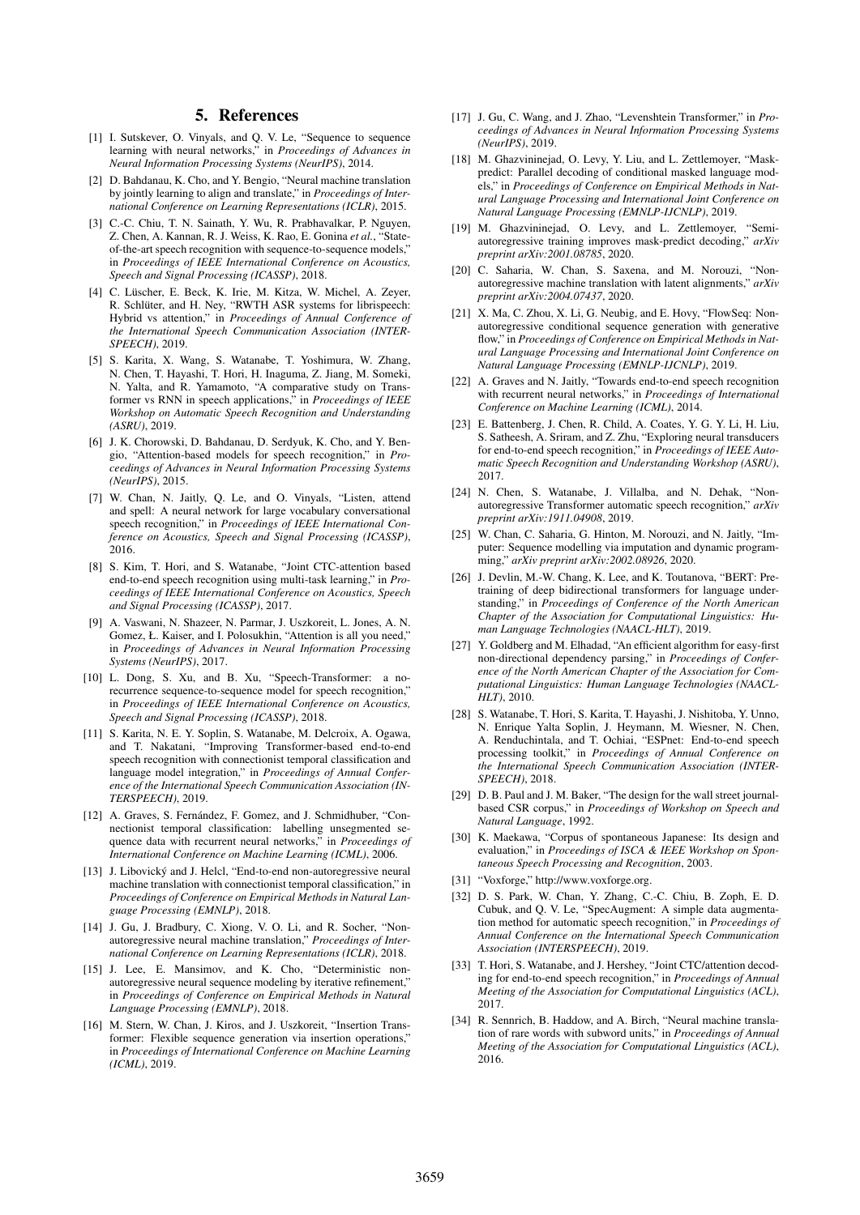## 5. References

[1] I. Sutskever, O. Vinyals, and Q. V. Le, "Sequence to sequence learning with neural networks," in *Proceedings of Advances in Neural Information Processing Systems (NeurIPS)*, 2014.

[2] D. Bahdanau, K. Cho, and Y. Bengio, "Neural machine translation by jointly learning to align and translate," in *Proceedings of International Conference on Learning Representations (ICLR)*, 2015.

[3] C.-C. Chiu, T. N. Sainath, Y. Wu, R. Prabhavalkar, P. Nguyen, Z. Chen, A. Kannan, R. J. Weiss, K. Rao, E. Gonina *et al.*, "State-of-the-art speech recognition with sequence-to-sequence models," in *Proceedings of IEEE International Conference on Acoustics, Speech and Signal Processing (ICASSP)*, 2018.

[4] C. Lüscher, E. Beck, K. Irie, M. Kitza, W. Michel, A. Zeyer, R. Schlüter, and H. Ney, "RWTH ASR systems for librispeech: Hybrid vs attention," in *Proceedings of Annual Conference of the International Speech Communication Association (INTERSPEECH)*, 2019.

[5] S. Karita, X. Wang, S. Watanabe, T. Yoshimura, W. Zhang, N. Chen, T. Hayashi, T. Hori, H. Inaguma, Z. Jiang, M. Someki, N. Yalta, and R. Yamamoto, "A comparative study on Transformer vs RNN in speech applications," in *Proceedings of IEEE Workshop on Automatic Speech Recognition and Understanding (ASRU)*, 2019.

[6] J. K. Chorowski, D. Bahdanau, D. Serdyuk, K. Cho, and Y. Bengio, "Attention-based models for speech recognition," in *Proceedings of Advances in Neural Information Processing Systems (NeurIPS)*, 2015.

[7] W. Chan, N. Jaitly, Q. Le, and O. Vinyals, "Listen, attend and spell: A neural network for large vocabulary conversational speech recognition," in *Proceedings of IEEE International Conference on Acoustics, Speech and Signal Processing (ICASSP)*, 2016.

[8] S. Kim, T. Hori, and S. Watanabe, "Joint CTC-attention based end-to-end speech recognition using multi-task learning," in *Proceedings of IEEE International Conference on Acoustics, Speech and Signal Processing (ICASSP)*, 2017.

[9] A. Vaswani, N. Shazeer, N. Parmar, J. Uszkoreit, L. Jones, A. N. Gomez, Ł. Kaiser, and I. Polosukhin, "Attention is all you need," in *Proceedings of Advances in Neural Information Processing Systems (NeurIPS)*, 2017.

[10] L. Dong, S. Xu, and B. Xu, "Speech-Transformer: a no-recurrence sequence-to-sequence model for speech recognition," in *Proceedings of IEEE International Conference on Acoustics, Speech and Signal Processing (ICASSP)*, 2018.

[11] S. Karita, N. E. Y. Soplin, S. Watanabe, M. Delcroix, A. Ogawa, and T. Nakatani, "Improving Transformer-based end-to-end speech recognition with connectionist temporal classification and language model integration," in *Proceedings of Annual Conference of the International Speech Communication Association (INTERSPEECH)*, 2019.

[12] A. Graves, S. Fernández, F. Gomez, and J. Schmidhuber, "Connectionist temporal classification: labelling unsegmented sequence data with recurrent neural networks," in *Proceedings of International Conference on Machine Learning (ICML)*, 2006.

[13] J. Libovický and J. Helcl, "End-to-end non-autoregressive neural machine translation with connectionist temporal classification," in *Proceedings of Conference on Empirical Methods in Natural Language Processing (EMNLP)*, 2018.

[14] J. Gu, J. Bradbury, C. Xiong, V. O. Li, and R. Socher, "Non-autoregressive neural machine translation," *Proceedings of International Conference on Learning Representations (ICLR)*, 2018.

[15] J. Lee, E. Mansimov, and K. Cho, "Deterministic non-autoregressive neural sequence modeling by iterative refinement," in *Proceedings of Conference on Empirical Methods in Natural Language Processing (EMNLP)*, 2018.

[16] M. Stern, W. Chan, J. Kiros, and J. Uszkoreit, "Insertion Transformer: Flexible sequence generation via insertion operations," in *Proceedings of International Conference on Machine Learning (ICML)*, 2019.

[17] J. Gu, C. Wang, and J. Zhao, "Levenshtein Transformer," in *Proceedings of Advances in Neural Information Processing Systems (NeurIPS)*, 2019.

[18] M. Ghazvininejad, O. Levy, Y. Liu, and L. Zettlemoyer, "Mask-predict: Parallel decoding of conditional masked language models," in *Proceedings of Conference on Empirical Methods in Natural Language Processing and International Joint Conference on Natural Language Processing (EMNLP-IJCNLP)*, 2019.

[19] M. Ghazvininejad, O. Levy, and L. Zettlemoyer, "Semi-autoregressive training improves mask-predict decoding," *arXiv preprint arXiv:2001.08785*, 2020.

[20] C. Saharia, W. Chan, S. Saxena, and M. Norouzi, "Non-autoregressive machine translation with latent alignments," *arXiv preprint arXiv:2004.07437*, 2020.

[21] X. Ma, C. Zhou, X. Li, G. Neubig, and E. Hovy, "FlowSeq: Non-autoregressive conditional sequence generation with generative flow," in *Proceedings of Conference on Empirical Methods in Natural Language Processing and International Joint Conference on Natural Language Processing (EMNLP-IJCNLP)*, 2019.

[22] A. Graves and N. Jaitly, "Towards end-to-end speech recognition with recurrent neural networks," in *Proceedings of International Conference on Machine Learning (ICML)*, 2014.

[23] E. Battenberg, J. Chen, R. Child, A. Coates, Y. G. Y. Li, H. Liu, S. Satheesh, A. Sriram, and Z. Zhu, "Exploring neural transducers for end-to-end speech recognition," in *Proceedings of IEEE Automatic Speech Recognition and Understanding Workshop (ASRU)*, 2017.

[24] N. Chen, S. Watanabe, J. Villalba, and N. Dehak, "Non-autoregressive Transformer automatic speech recognition," *arXiv preprint arXiv:1911.04908*, 2019.

[25] W. Chan, C. Saharia, G. Hinton, M. Norouzi, and N. Jaitly, "Imputer: Sequence modelling via imputation and dynamic programming," *arXiv preprint arXiv:2002.08926*, 2020.

[26] J. Devlin, M.-W. Chang, K. Lee, and K. Toutanova, "BERT: Pre-training of deep bidirectional transformers for language understanding," in *Proceedings of Conference of the North American Chapter of the Association for Computational Linguistics: Human Language Technologies (NAACL-HLT)*, 2019.

[27] Y. Goldberg and M. Elhadad, "An efficient algorithm for easy-first non-directional dependency parsing," in *Proceedings of Conference of the North American Chapter of the Association for Computational Linguistics: Human Language Technologies (NAACL-HLT)*, 2010.

[28] S. Watanabe, T. Hori, S. Karita, T. Hayashi, J. Nishitoba, Y. Unno, N. Enrique Yalta Soplin, J. Heymann, M. Wiesner, N. Chen, A. Renduchintala, and T. Ochiai, "ESPnet: End-to-end speech processing toolkit," in *Proceedings of Annual Conference on the International Speech Communication Association (INTERSPEECH)*, 2018.

[29] D. B. Paul and J. M. Baker, "The design for the wall street journal-based CSR corpus," in *Proceedings of Workshop on Speech and Natural Language*, 1992.

[30] K. Maekawa, "Corpus of spontaneous Japanese: Its design and evaluation," in *Proceedings of ISCA & IEEE Workshop on Spontaneous Speech Processing and Recognition*, 2003.

[31] "Voxforge," http://www.voxforge.org.

[32] D. S. Park, W. Chan, Y. Zhang, C.-C. Chiu, B. Zoph, E. D. Cubuk, and Q. V. Le, "SpecAugment: A simple data augmentation method for automatic speech recognition," in *Proceedings of Annual Conference on the International Speech Communication Association (INTERSPEECH)*, 2019.

[33] T. Hori, S. Watanabe, and J. Hershey, "Joint CTC/attention decoding for end-to-end speech recognition," in *Proceedings of Annual Meeting of the Association for Computational Linguistics (ACL)*, 2017.

[34] R. Sennrich, B. Haddow, and A. Birch, "Neural machine translation of rare words with subword units," in *Proceedings of Annual Meeting of the Association for Computational Linguistics (ACL)*, 2016.